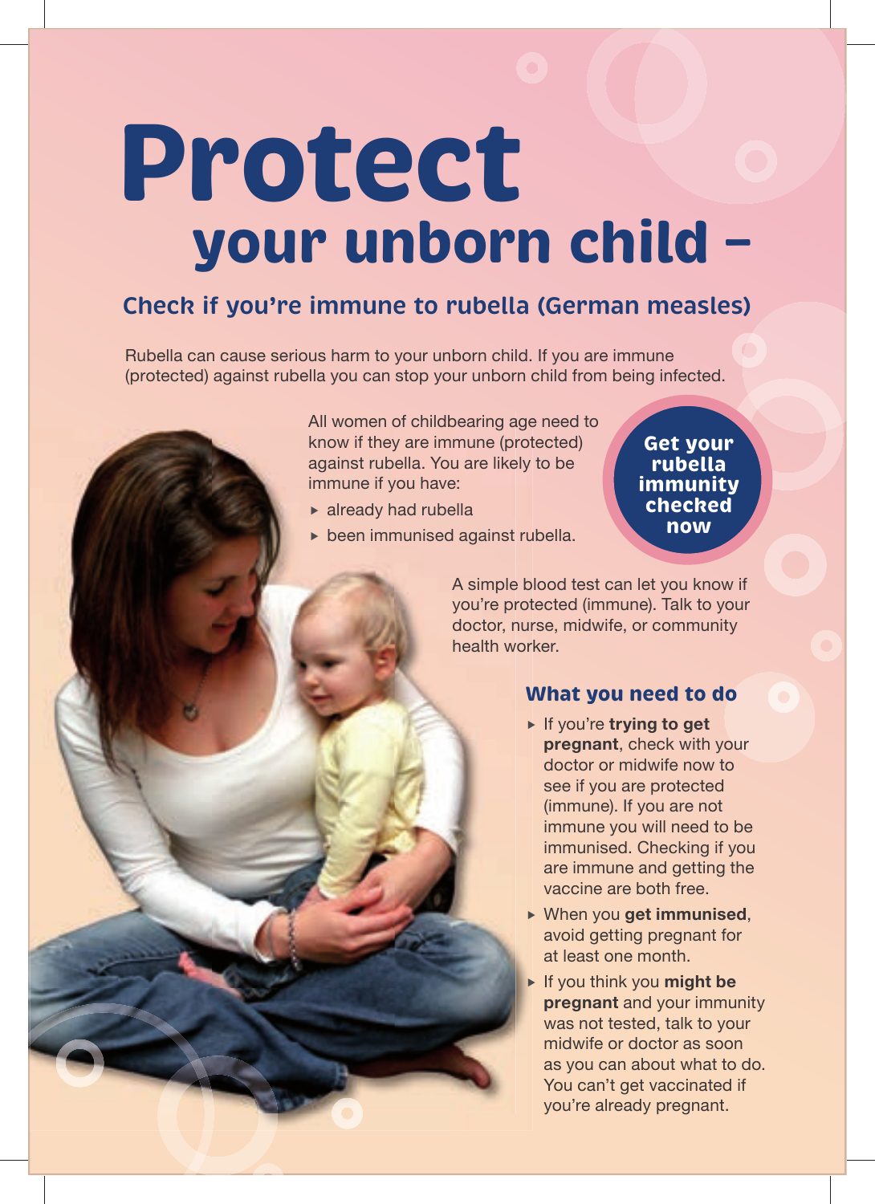# Protect your unborn child –

## Check if you're immune to rubella (German measles)

Rubella can cause serious harm to your unborn child. If you are immune (protected) against rubella you can stop your unborn child from being infected.

All women of childbearing age need to know if they are immune (protected) against rubella. You are likely to be immune if you have:

- already had rubella
- been immunised against rubella.

**Get your rubella immunity checked now**

A simple blood test can let you know if you're protected (immune). Talk to your doctor, nurse, midwife, or community health worker.

### What you need to do

- If you're **trying to get pregnant**, check with your doctor or midwife now to see if you are protected (immune). If you are not immune you will need to be immunised. Checking if you are immune and getting the vaccine are both free.
- When you **get immunised**, avoid getting pregnant for at least one month.
- If you think you **might be pregnant** and your immunity was not tested, talk to your midwife or doctor as soon as you can about what to do. You can't get vaccinated if you're already pregnant.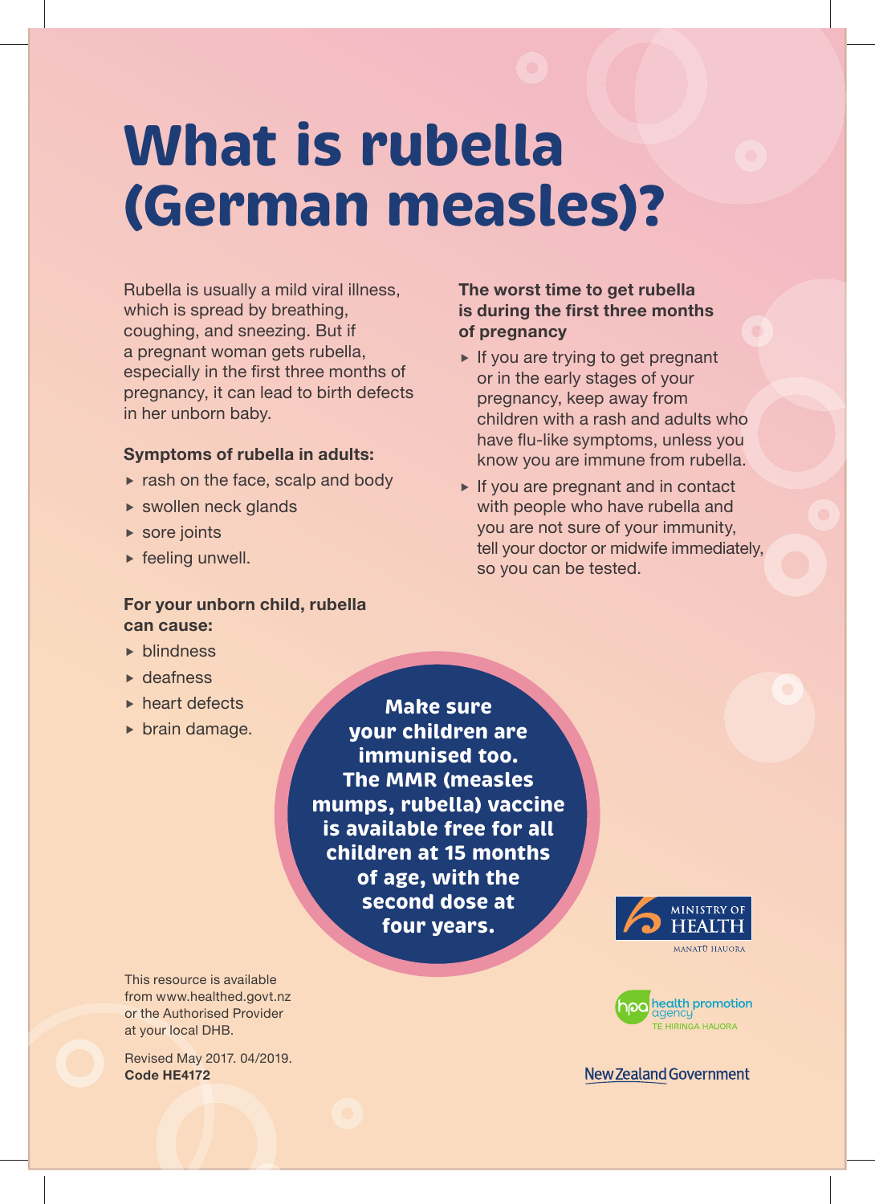# What is rubella (German measles)?

Rubella is usually a mild viral illness, which is spread by breathing, coughing, and sneezing. But if a pregnant woman gets rubella, especially in the first three months of pregnancy, it can lead to birth defects in her unborn baby.

**Symptoms of rubella in adults:**

- rash on the face, scalp and body
- swollen neck glands
- sore joints
- feeling unwell.

**For your unborn child, rubella can cause:**

- blindness
- deafness
- heart defects
- brain damage.

**The worst time to get rubella is during the first three months of pregnancy**

- If you are trying to get pregnant or in the early stages of your pregnancy, keep away from children with a rash and adults who have flu-like symptoms, unless you know you are immune from rubella.
- If you are pregnant and in contact with people who have rubella and you are not sure of your immunity, tell your doctor or midwife immediately, so you can be tested.

**Make sure your children are immunised too. The MMR (measles mumps, rubella) vaccine is available free for all children at 15 months of age, with the second dose at four years.**

This resource is available from www.healthed.govt.nz or the Authorised Provider at your local DHB.

Revised May 2017. 04/2019.
**Code HE4172**

MINISTRY OF HEALTH
MANATŪ HAUORA

health promotion agency
TE HIRINGA HAUORA

New Zealand Government